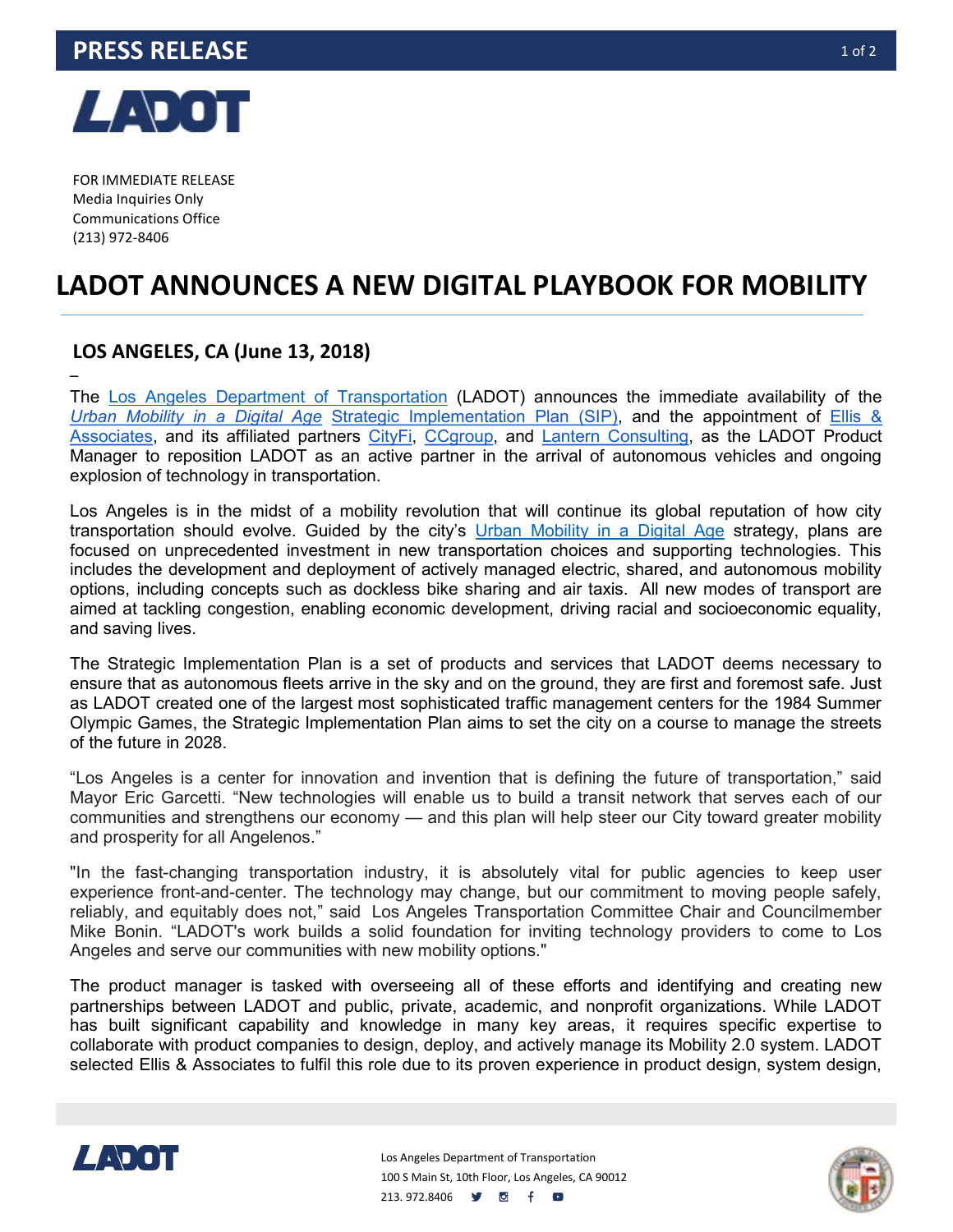# PRESS RELEASE

FOR IMMEDIATE RELEASE
Media Inquiries Only
Communications Office
(213) 972-8406

# LADOT ANNOUNCES A NEW DIGITAL PLAYBOOK FOR MOBILITY

## LOS ANGELES, CA (June 13, 2018)

–

The Los Angeles Department of Transportation (LADOT) announces the immediate availability of the *Urban Mobility in a Digital Age* Strategic Implementation Plan (SIP), and the appointment of Ellis & Associates, and its affiliated partners CityFi, CCgroup, and Lantern Consulting, as the LADOT Product Manager to reposition LADOT as an active partner in the arrival of autonomous vehicles and ongoing explosion of technology in transportation.

Los Angeles is in the midst of a mobility revolution that will continue its global reputation of how city transportation should evolve. Guided by the city's Urban Mobility in a Digital Age strategy, plans are focused on unprecedented investment in new transportation choices and supporting technologies. This includes the development and deployment of actively managed electric, shared, and autonomous mobility options, including concepts such as dockless bike sharing and air taxis. All new modes of transport are aimed at tackling congestion, enabling economic development, driving racial and socioeconomic equality, and saving lives.

The Strategic Implementation Plan is a set of products and services that LADOT deems necessary to ensure that as autonomous fleets arrive in the sky and on the ground, they are first and foremost safe. Just as LADOT created one of the largest most sophisticated traffic management centers for the 1984 Summer Olympic Games, the Strategic Implementation Plan aims to set the city on a course to manage the streets of the future in 2028.

"Los Angeles is a center for innovation and invention that is defining the future of transportation," said Mayor Eric Garcetti. "New technologies will enable us to build a transit network that serves each of our communities and strengthens our economy — and this plan will help steer our City toward greater mobility and prosperity for all Angelenos."

"In the fast-changing transportation industry, it is absolutely vital for public agencies to keep user experience front-and-center. The technology may change, but our commitment to moving people safely, reliably, and equitably does not," said Los Angeles Transportation Committee Chair and Councilmember Mike Bonin. "LADOT's work builds a solid foundation for inviting technology providers to come to Los Angeles and serve our communities with new mobility options."

The product manager is tasked with overseeing all of these efforts and identifying and creating new partnerships between LADOT and public, private, academic, and nonprofit organizations. While LADOT has built significant capability and knowledge in many key areas, it requires specific expertise to collaborate with product companies to design, deploy, and actively manage its Mobility 2.0 system. LADOT selected Ellis & Associates to fulfil this role due to its proven experience in product design, system design,

Los Angeles Department of Transportation
100 S Main St, 10th Floor, Los Angeles, CA 90012
213. 972.8406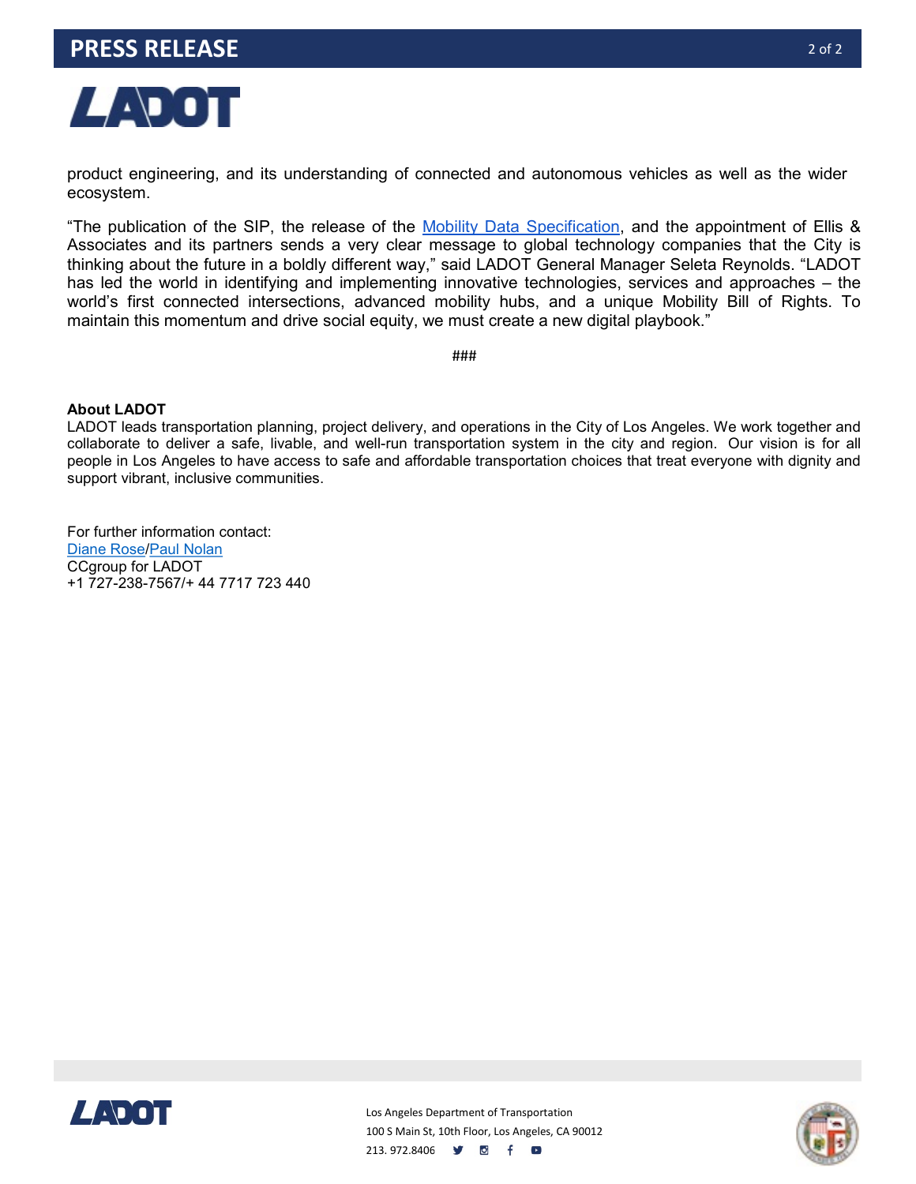product engineering, and its understanding of connected and autonomous vehicles as well as the wider ecosystem.

"The publication of the SIP, the release of the Mobility Data Specification, and the appointment of Ellis & Associates and its partners sends a very clear message to global technology companies that the City is thinking about the future in a boldly different way," said LADOT General Manager Seleta Reynolds. "LADOT has led the world in identifying and implementing innovative technologies, services and approaches – the world's first connected intersections, advanced mobility hubs, and a unique Mobility Bill of Rights. To maintain this momentum and drive social equity, we must create a new digital playbook."

###

**About LADOT**

LADOT leads transportation planning, project delivery, and operations in the City of Los Angeles. We work together and collaborate to deliver a safe, livable, and well-run transportation system in the city and region. Our vision is for all people in Los Angeles to have access to safe and affordable transportation choices that treat everyone with dignity and support vibrant, inclusive communities.

For further information contact:
Diane Rose/Paul Nolan
CCgroup for LADOT
+1 727-238-7567/+ 44 7717 723 440